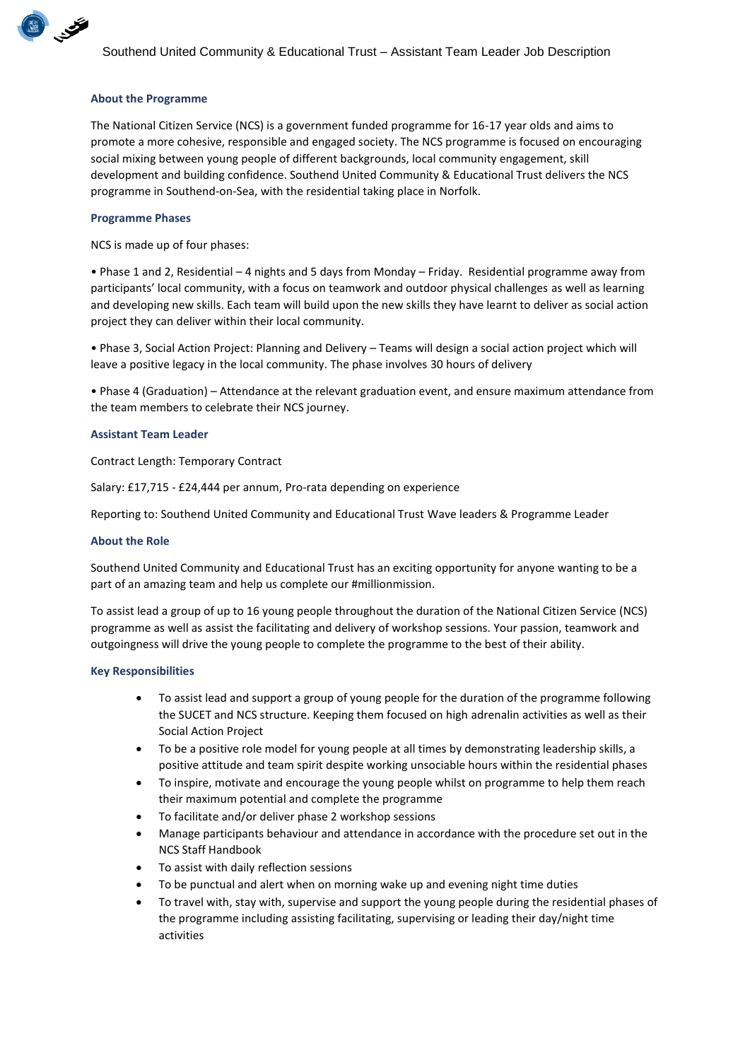Southend United Community & Educational Trust – Assistant Team Leader Job Description

## About the Programme

The National Citizen Service (NCS) is a government funded programme for 16-17 year olds and aims to promote a more cohesive, responsible and engaged society. The NCS programme is focused on encouraging social mixing between young people of different backgrounds, local community engagement, skill development and building confidence. Southend United Community & Educational Trust delivers the NCS programme in Southend-on-Sea, with the residential taking place in Norfolk.

## Programme Phases

NCS is made up of four phases:

• Phase 1 and 2, Residential – 4 nights and 5 days from Monday – Friday. Residential programme away from participants' local community, with a focus on teamwork and outdoor physical challenges as well as learning and developing new skills. Each team will build upon the new skills they have learnt to deliver as social action project they can deliver within their local community.

• Phase 3, Social Action Project: Planning and Delivery – Teams will design a social action project which will leave a positive legacy in the local community. The phase involves 30 hours of delivery

• Phase 4 (Graduation) – Attendance at the relevant graduation event, and ensure maximum attendance from the team members to celebrate their NCS journey.

## Assistant Team Leader

Contract Length: Temporary Contract

Salary: £17,715 - £24,444 per annum, Pro-rata depending on experience

Reporting to: Southend United Community and Educational Trust Wave leaders & Programme Leader

## About the Role

Southend United Community and Educational Trust has an exciting opportunity for anyone wanting to be a part of an amazing team and help us complete our #millionmission.

To assist lead a group of up to 16 young people throughout the duration of the National Citizen Service (NCS) programme as well as assist the facilitating and delivery of workshop sessions. Your passion, teamwork and outgoingness will drive the young people to complete the programme to the best of their ability.

## Key Responsibilities

- To assist lead and support a group of young people for the duration of the programme following the SUCET and NCS structure. Keeping them focused on high adrenalin activities as well as their Social Action Project
- To be a positive role model for young people at all times by demonstrating leadership skills, a positive attitude and team spirit despite working unsociable hours within the residential phases
- To inspire, motivate and encourage the young people whilst on programme to help them reach their maximum potential and complete the programme
- To facilitate and/or deliver phase 2 workshop sessions
- Manage participants behaviour and attendance in accordance with the procedure set out in the NCS Staff Handbook
- To assist with daily reflection sessions
- To be punctual and alert when on morning wake up and evening night time duties
- To travel with, stay with, supervise and support the young people during the residential phases of the programme including assisting facilitating, supervising or leading their day/night time activities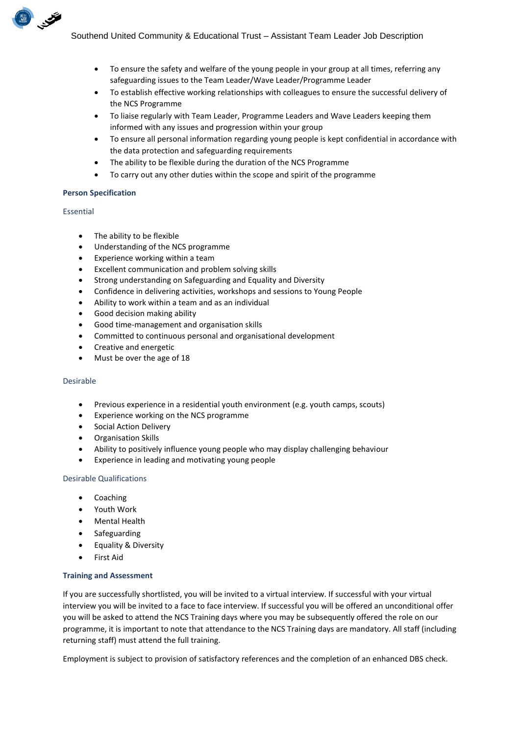- To ensure the safety and welfare of the young people in your group at all times, referring any safeguarding issues to the Team Leader/Wave Leader/Programme Leader
- To establish effective working relationships with colleagues to ensure the successful delivery of the NCS Programme
- To liaise regularly with Team Leader, Programme Leaders and Wave Leaders keeping them informed with any issues and progression within your group
- To ensure all personal information regarding young people is kept confidential in accordance with the data protection and safeguarding requirements
- The ability to be flexible during the duration of the NCS Programme
- To carry out any other duties within the scope and spirit of the programme

**Person Specification**

Essential

- The ability to be flexible
- Understanding of the NCS programme
- Experience working within a team
- Excellent communication and problem solving skills
- Strong understanding on Safeguarding and Equality and Diversity
- Confidence in delivering activities, workshops and sessions to Young People
- Ability to work within a team and as an individual
- Good decision making ability
- Good time-management and organisation skills
- Committed to continuous personal and organisational development
- Creative and energetic
- Must be over the age of 18

Desirable

- Previous experience in a residential youth environment (e.g. youth camps, scouts)
- Experience working on the NCS programme
- Social Action Delivery
- Organisation Skills
- Ability to positively influence young people who may display challenging behaviour
- Experience in leading and motivating young people

Desirable Qualifications

- Coaching
- Youth Work
- Mental Health
- Safeguarding
- Equality & Diversity
- First Aid

**Training and Assessment**

If you are successfully shortlisted, you will be invited to a virtual interview. If successful with your virtual interview you will be invited to a face to face interview. If successful you will be offered an unconditional offer you will be asked to attend the NCS Training days where you may be subsequently offered the role on our programme, it is important to note that attendance to the NCS Training days are mandatory. All staff (including returning staff) must attend the full training.

Employment is subject to provision of satisfactory references and the completion of an enhanced DBS check.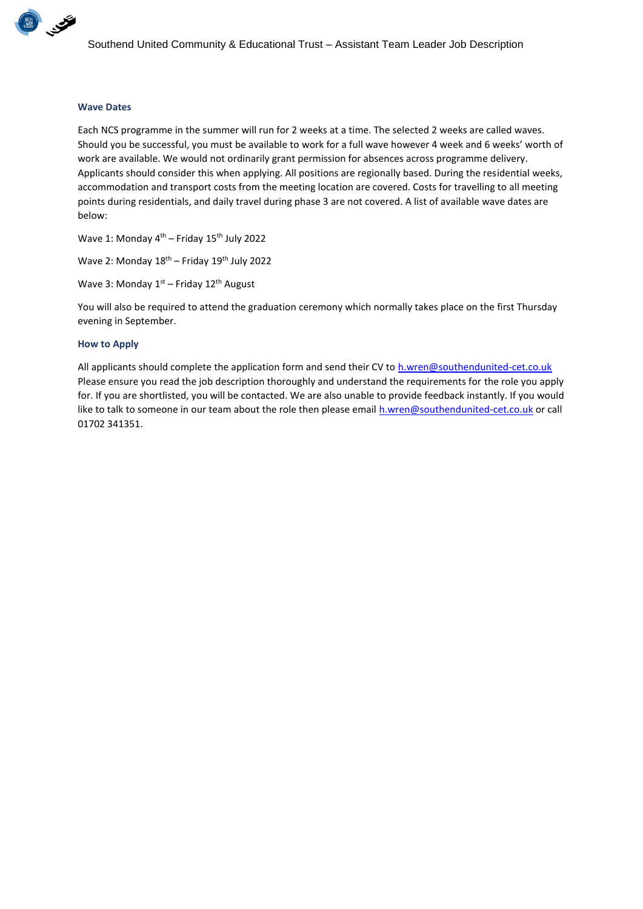### Wave Dates

Each NCS programme in the summer will run for 2 weeks at a time. The selected 2 weeks are called waves. Should you be successful, you must be available to work for a full wave however 4 week and 6 weeks' worth of work are available. We would not ordinarily grant permission for absences across programme delivery. Applicants should consider this when applying. All positions are regionally based. During the residential weeks, accommodation and transport costs from the meeting location are covered. Costs for travelling to all meeting points during residentials, and daily travel during phase 3 are not covered. A list of available wave dates are below:

Wave 1: Monday 4th – Friday 15th July 2022

Wave 2: Monday 18th – Friday 19th July 2022

Wave 3: Monday 1st – Friday 12th August

You will also be required to attend the graduation ceremony which normally takes place on the first Thursday evening in September.

### How to Apply

All applicants should complete the application form and send their CV to h.wren@southendunited-cet.co.uk Please ensure you read the job description thoroughly and understand the requirements for the role you apply for. If you are shortlisted, you will be contacted. We are also unable to provide feedback instantly. If you would like to talk to someone in our team about the role then please email h.wren@southendunited-cet.co.uk or call 01702 341351.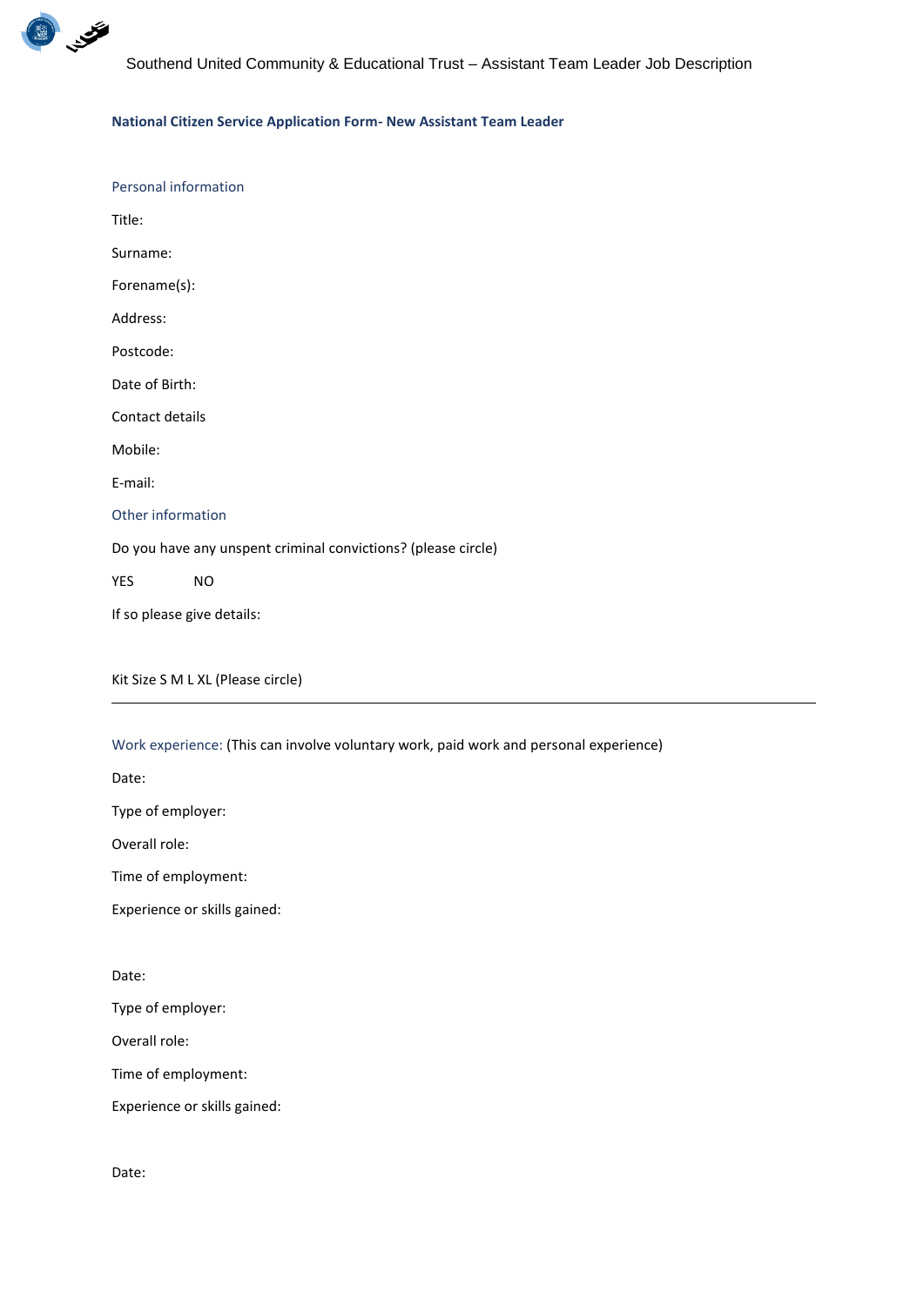**National Citizen Service Application Form- New Assistant Team Leader**

## Personal information

Title:

Surname:

Forename(s):

Address:

Postcode:

Date of Birth:

Contact details

Mobile:

E-mail:

## Other information

Do you have any unspent criminal convictions? (please circle)

YES NO

If so please give details:

Kit Size S M L XL (Please circle)

---

## Work experience: (This can involve voluntary work, paid work and personal experience)

Date:

Type of employer:

Overall role:

Time of employment:

Experience or skills gained:

Date:

Type of employer:

Overall role:

Time of employment:

Experience or skills gained:

Date: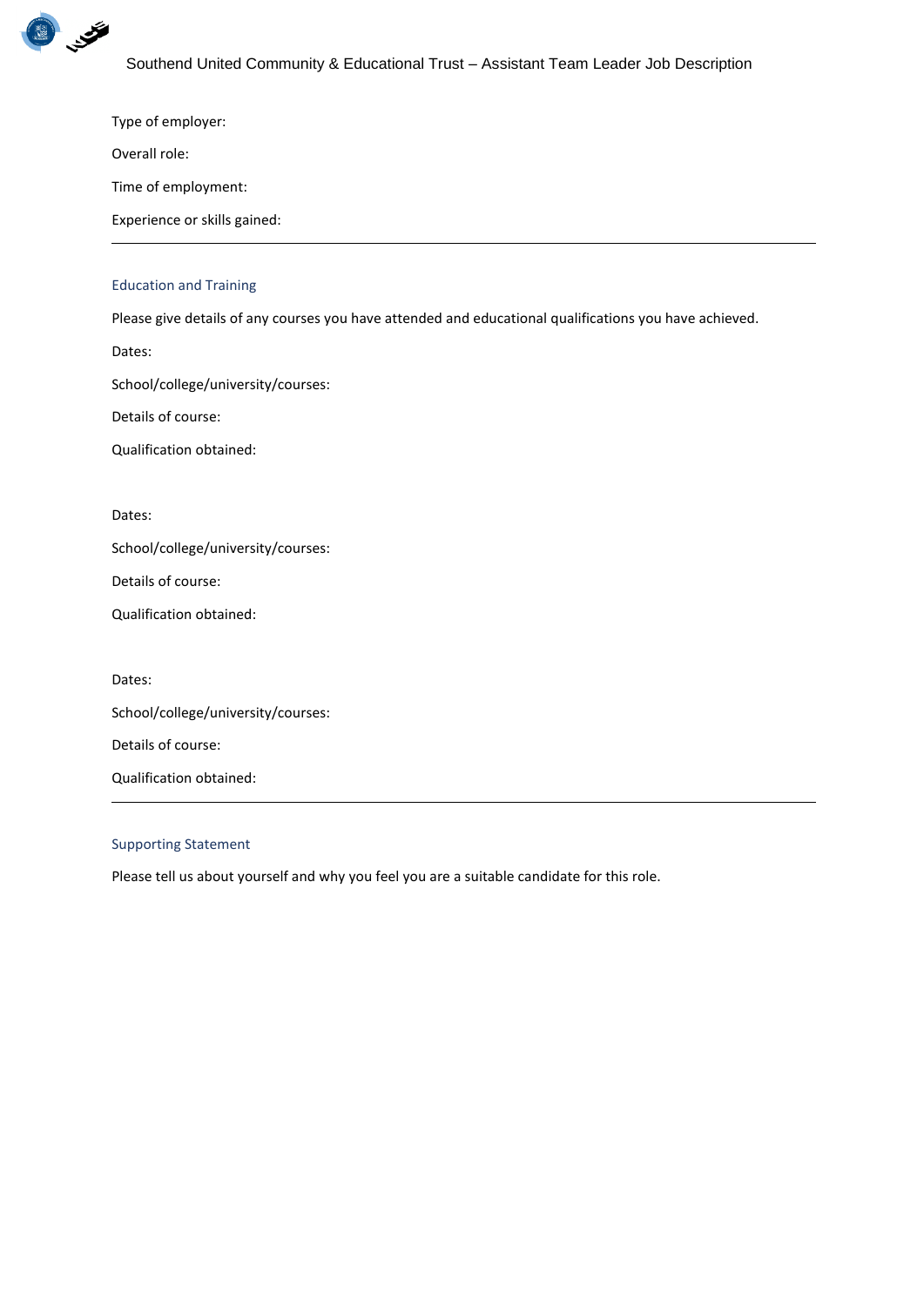Type of employer:

Overall role:

Time of employment:

Experience or skills gained:

---

## Education and Training

Please give details of any courses you have attended and educational qualifications you have achieved.

Dates:

School/college/university/courses:

Details of course:

Qualification obtained:

Dates:

School/college/university/courses:

Details of course:

Qualification obtained:

Dates:

School/college/university/courses:

Details of course:

Qualification obtained:

---

## Supporting Statement

Please tell us about yourself and why you feel you are a suitable candidate for this role.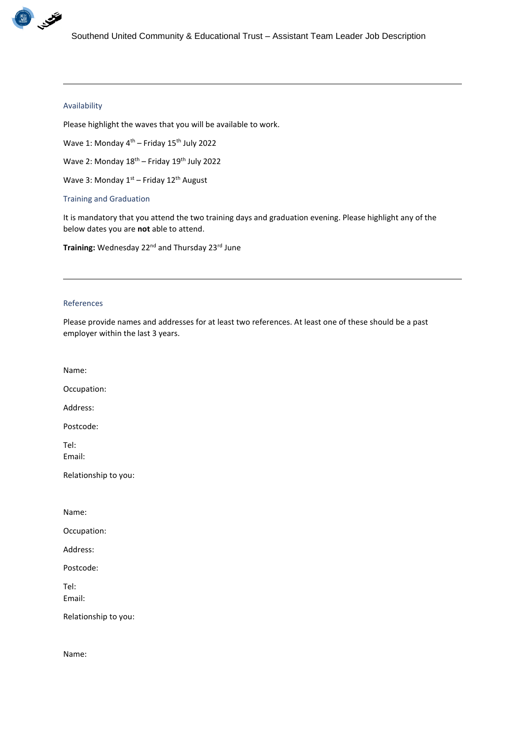---

### Availability

Please highlight the waves that you will be available to work.

Wave 1: Monday 4th – Friday 15th July 2022

Wave 2: Monday 18th – Friday 19th July 2022

Wave 3: Monday 1st – Friday 12th August

### Training and Graduation

It is mandatory that you attend the two training days and graduation evening. Please highlight any of the below dates you are **not** able to attend.

**Training:** Wednesday 22nd and Thursday 23rd June

---

### References

Please provide names and addresses for at least two references. At least one of these should be a past employer within the last 3 years.

Name:

Occupation:

Address:

Postcode:

Tel:
Email:

Relationship to you:

Name:

Occupation:

Address:

Postcode:

Tel:
Email:

Relationship to you:

Name: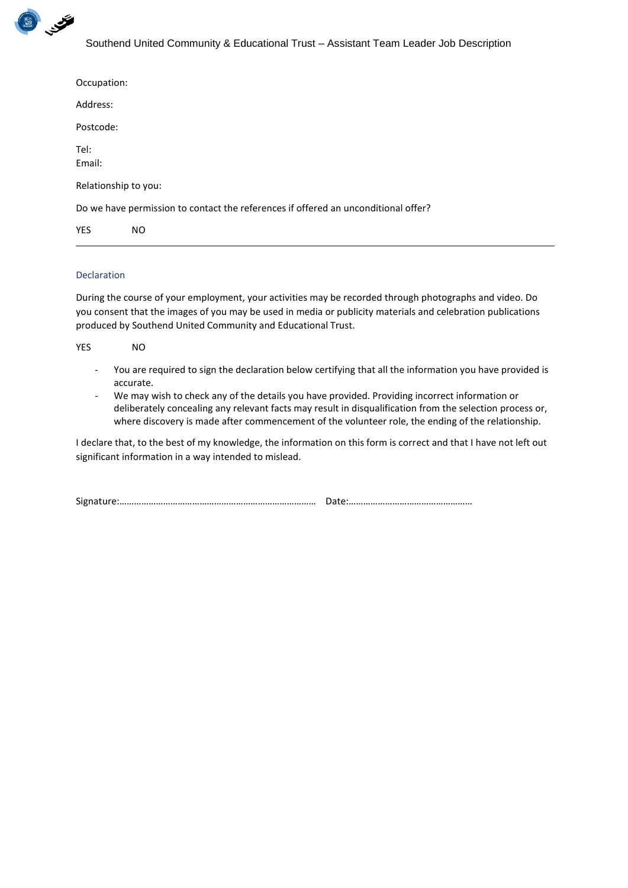Occupation:

Address:

Postcode:

Tel:
Email:

Relationship to you:

Do we have permission to contact the references if offered an unconditional offer?

YES NO

---

### Declaration

During the course of your employment, your activities may be recorded through photographs and video. Do you consent that the images of you may be used in media or publicity materials and celebration publications produced by Southend United Community and Educational Trust.

YES NO

- You are required to sign the declaration below certifying that all the information you have provided is accurate.
- We may wish to check any of the details you have provided. Providing incorrect information or deliberately concealing any relevant facts may result in disqualification from the selection process or, where discovery is made after commencement of the volunteer role, the ending of the relationship.

I declare that, to the best of my knowledge, the information on this form is correct and that I have not left out significant information in a way intended to mislead.

Signature:…………………………………………………………………… Date:……………………………………………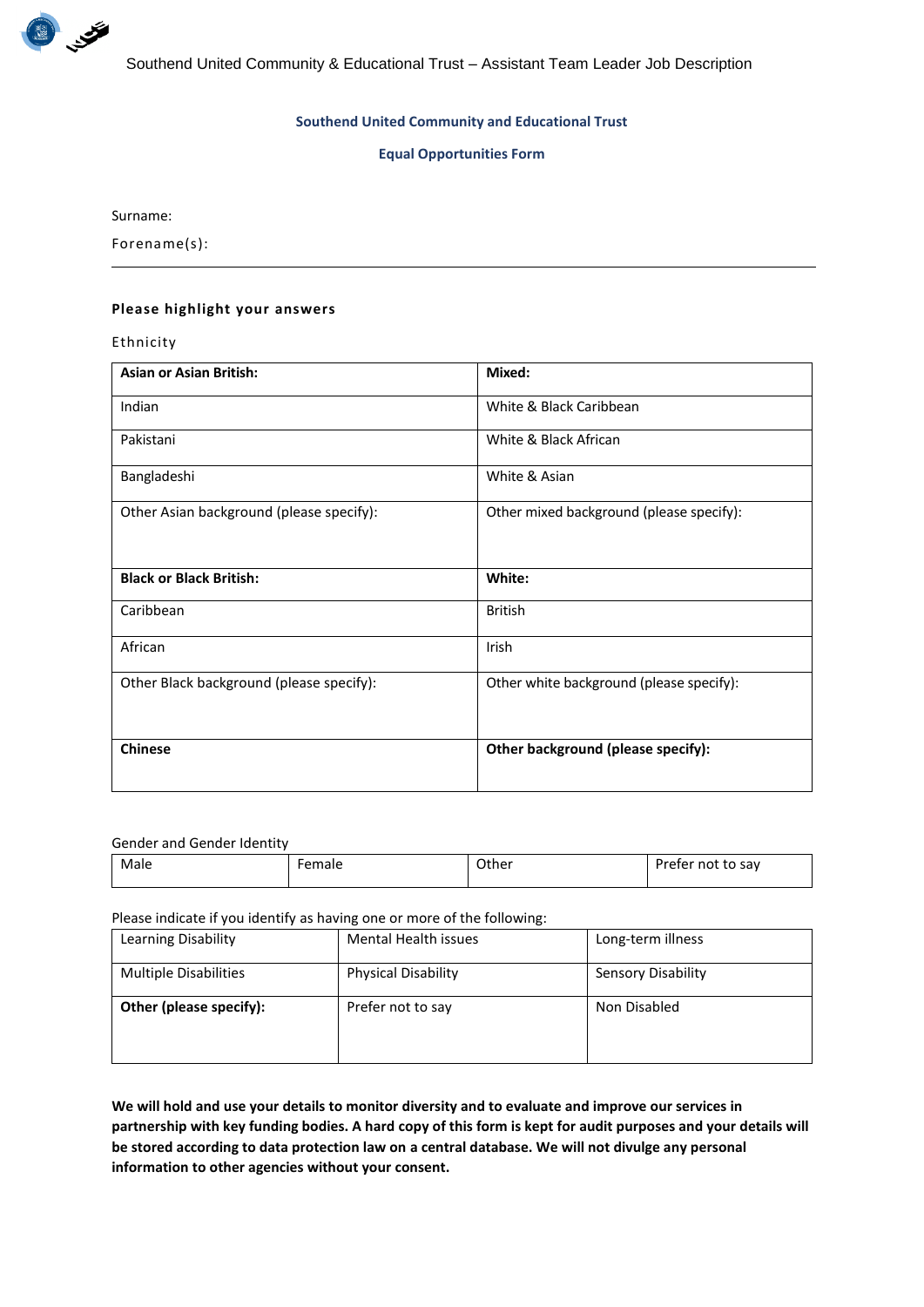## Southend United Community and Educational Trust

### Equal Opportunities Form

Surname:

Forename(s):

---

**Please highlight your answers**

Ethnicity

| | |
|---|---|
| **Asian or Asian British:** | **Mixed:** |
| Indian | White & Black Caribbean |
| Pakistani | White & Black African |
| Bangladeshi | White & Asian |
| Other Asian background (please specify): | Other mixed background (please specify): |
| **Black or Black British:** | **White:** |
| Caribbean | British |
| African | Irish |
| Other Black background (please specify): | Other white background (please specify): |
| **Chinese** | **Other background (please specify):** |

Gender and Gender Identity

| | | | |
|---|---|---|---|
| Male | Female | Other | Prefer not to say |

Please indicate if you identify as having one or more of the following:

| | | |
|---|---|---|
| Learning Disability | Mental Health issues | Long-term illness |
| Multiple Disabilities | Physical Disability | Sensory Disability |
| **Other (please specify):** | Prefer not to say | Non Disabled |

**We will hold and use your details to monitor diversity and to evaluate and improve our services in partnership with key funding bodies. A hard copy of this form is kept for audit purposes and your details will be stored according to data protection law on a central database. We will not divulge any personal information to other agencies without your consent.**